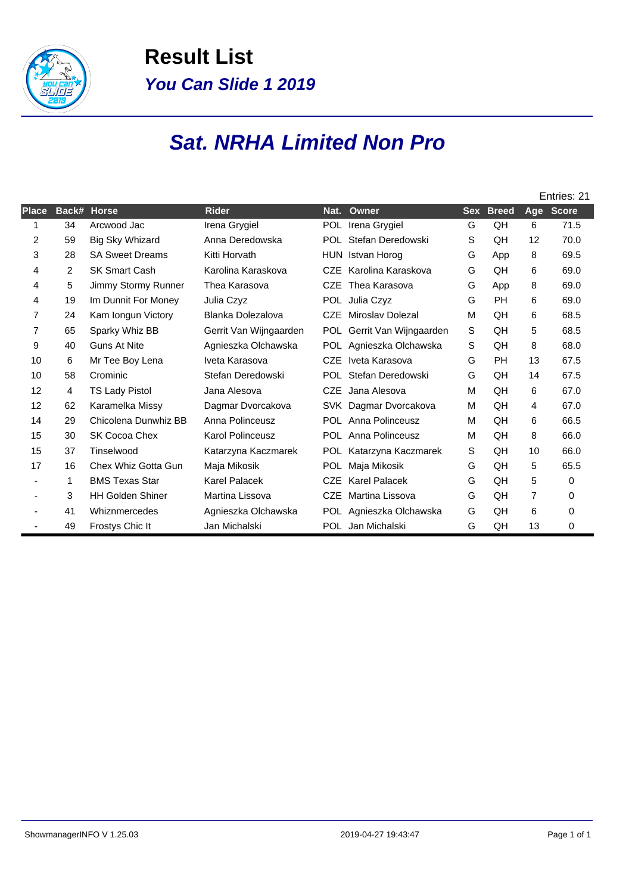# Result List

## *You Can Slide 1 2019*

## *Sat. NRHA Limited Non Pro*

Entries: 21

| Place | Back# | Horse | Rider | Nat. | Owner | Sex | Breed | Age | Score |
|---|---|---|---|---|---|---|---|---|---|
| 1 | 34 | Arcwood Jac | Irena Grygiel | POL | Irena Grygiel | G | QH | 6 | 71.5 |
| 2 | 59 | Big Sky Whizard | Anna Deredowska | POL | Stefan Deredowski | S | QH | 12 | 70.0 |
| 3 | 28 | SA Sweet Dreams | Kitti Horvath | HUN | Istvan Horog | G | App | 8 | 69.5 |
| 4 | 2 | SK Smart Cash | Karolina Karaskova | CZE | Karolina Karaskova | G | QH | 6 | 69.0 |
| 4 | 5 | Jimmy Stormy Runner | Thea Karasova | CZE | Thea Karasova | G | App | 8 | 69.0 |
| 4 | 19 | Im Dunnit For Money | Julia Czyz | POL | Julia Czyz | G | PH | 6 | 69.0 |
| 7 | 24 | Kam Iongun Victory | Blanka Dolezalova | CZE | Miroslav Dolezal | M | QH | 6 | 68.5 |
| 7 | 65 | Sparky Whiz BB | Gerrit Van Wijngaarden | POL | Gerrit Van Wijngaarden | S | QH | 5 | 68.5 |
| 9 | 40 | Guns At Nite | Agnieszka Olchawska | POL | Agnieszka Olchawska | S | QH | 8 | 68.0 |
| 10 | 6 | Mr Tee Boy Lena | Iveta Karasova | CZE | Iveta Karasova | G | PH | 13 | 67.5 |
| 10 | 58 | Crominic | Stefan Deredowski | POL | Stefan Deredowski | G | QH | 14 | 67.5 |
| 12 | 4 | TS Lady Pistol | Jana Alesova | CZE | Jana Alesova | M | QH | 6 | 67.0 |
| 12 | 62 | Karamelka Missy | Dagmar Dvorcakova | SVK | Dagmar Dvorcakova | M | QH | 4 | 67.0 |
| 14 | 29 | Chicolena Dunwhiz BB | Anna Polinceusz | POL | Anna Polinceusz | M | QH | 6 | 66.5 |
| 15 | 30 | SK Cocoa Chex | Karol Polinceusz | POL | Anna Polinceusz | M | QH | 8 | 66.0 |
| 15 | 37 | Tinselwood | Katarzyna Kaczmarek | POL | Katarzyna Kaczmarek | S | QH | 10 | 66.0 |
| 17 | 16 | Chex Whiz Gotta Gun | Maja Mikosik | POL | Maja Mikosik | G | QH | 5 | 65.5 |
| - | 1 | BMS Texas Star | Karel Palacek | CZE | Karel Palacek | G | QH | 5 | 0 |
| - | 3 | HH Golden Shiner | Martina Lissova | CZE | Martina Lissova | G | QH | 7 | 0 |
| - | 41 | Whiznmercedes | Agnieszka Olchawska | POL | Agnieszka Olchawska | G | QH | 6 | 0 |
| - | 49 | Frostys Chic It | Jan Michalski | POL | Jan Michalski | G | QH | 13 | 0 |

ShowmanagerINFO V 1.25.03 — 2019-04-27 19:43:47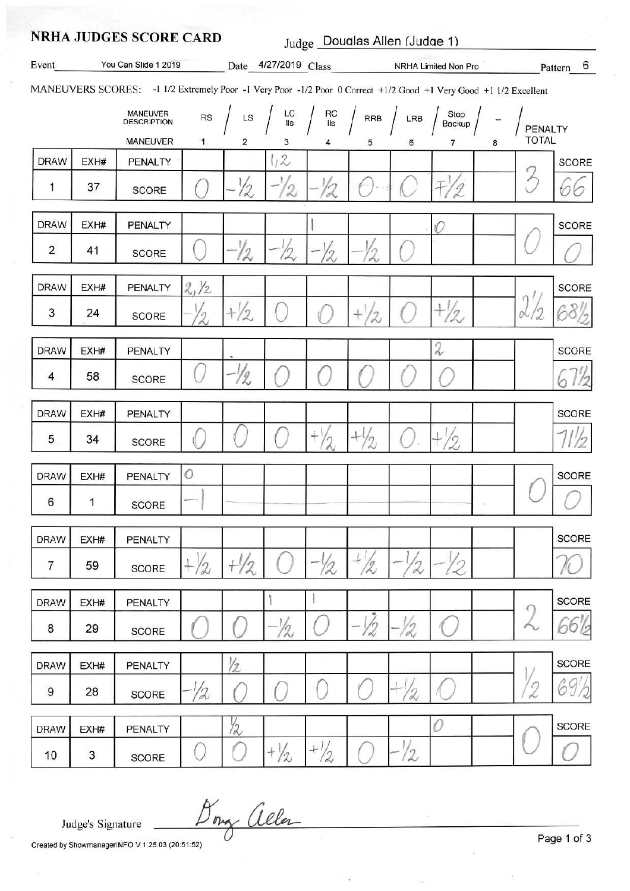# NRHA JUDGES SCORE CARD

Judge: Douglas Allen (Judge 1)

Event: You Can Slide 1 2019 | Date: 4/27/2019 | Class: NRHA Limited Non Pro | Pattern: 6

MANEUVERS SCORES: -1 1/2 Extremely Poor -1 Very Poor -1/2 Poor 0 Correct +1/2 Good +1 Very Good +1 1/2 Excellent

| DRAW | EXH# | MANEUVER DESCRIPTION | RS | LS | LC lls | RC lls | RRB | LRB | Stop Backup | -- | PENALTY TOTAL | SCORE |
|---|---|---|---|---|---|---|---|---|---|---|---|---|
| | | MANEUVER | 1 | 2 | 3 | 4 | 5 | 6 | 7 | 8 | | |
| 1 | 37 | PENALTY | | | 1, 2 | | | | | | 3 | 66 |
| | | SCORE | 0 | -1/2 | -1/2 | -1/2 | 0 | 0 | +1/2 | | | |
| 2 | 41 | PENALTY | | | | 1 | | | 0 | | 0 | 0 |
| | | SCORE | 0 | -1/2 | -1/2 | -1/2 | -1/2 | 0 | | | | |
| 3 | 24 | PENALTY | 2, 1/2 | | | | | | | | 2 1/2 | 68 1/2 |
| | | SCORE | -1/2 | +1/2 | 0 | 0 | +1/2 | 0 | +1/2 | | | |
| 4 | 58 | PENALTY | | | | | | | 2 | | | 67 1/2 |
| | | SCORE | 0 | -1/2 | 0 | 0 | 0 | 0 | 0 | | | |
| 5 | 34 | PENALTY | | | | | | | | | | 71 1/2 |
| | | SCORE | 0 | 0 | 0 | +1/2 | +1/2 | 0 | +1/2 | | | |
| 6 | 1 | PENALTY | 0 | | | | | | | | 0 | 0 |
| | | SCORE | -1 | | | | | | | | | |
| 7 | 59 | PENALTY | | | | | | | | | | 70 |
| | | SCORE | +1/2 | +1/2 | 0 | -1/2 | +1/2 | -1/2 | -1/2 | | | |
| 8 | 29 | PENALTY | | | 1 | 1 | | | | | 2 | 66 1/2 |
| | | SCORE | 0 | 0 | -1/2 | 0 | -1/2 | -1/2 | 0 | | | |
| 9 | 28 | PENALTY | | 1/2 | | | | | | | 1/2 | 69 1/2 |
| | | SCORE | -1/2 | 0 | 0 | 0 | 0 | +1/2 | 0 | | | |
| 10 | 3 | PENALTY | | 1/2 | | | | | 0 | | 0 | 0 |
| | | SCORE | 0 | 0 | +1/2 | +1/2 | 0 | -1/2 | | | | |

Judge's Signature: Doug Allen

Created by ShowmanagerINFO V 1.25.03 (20:51:52)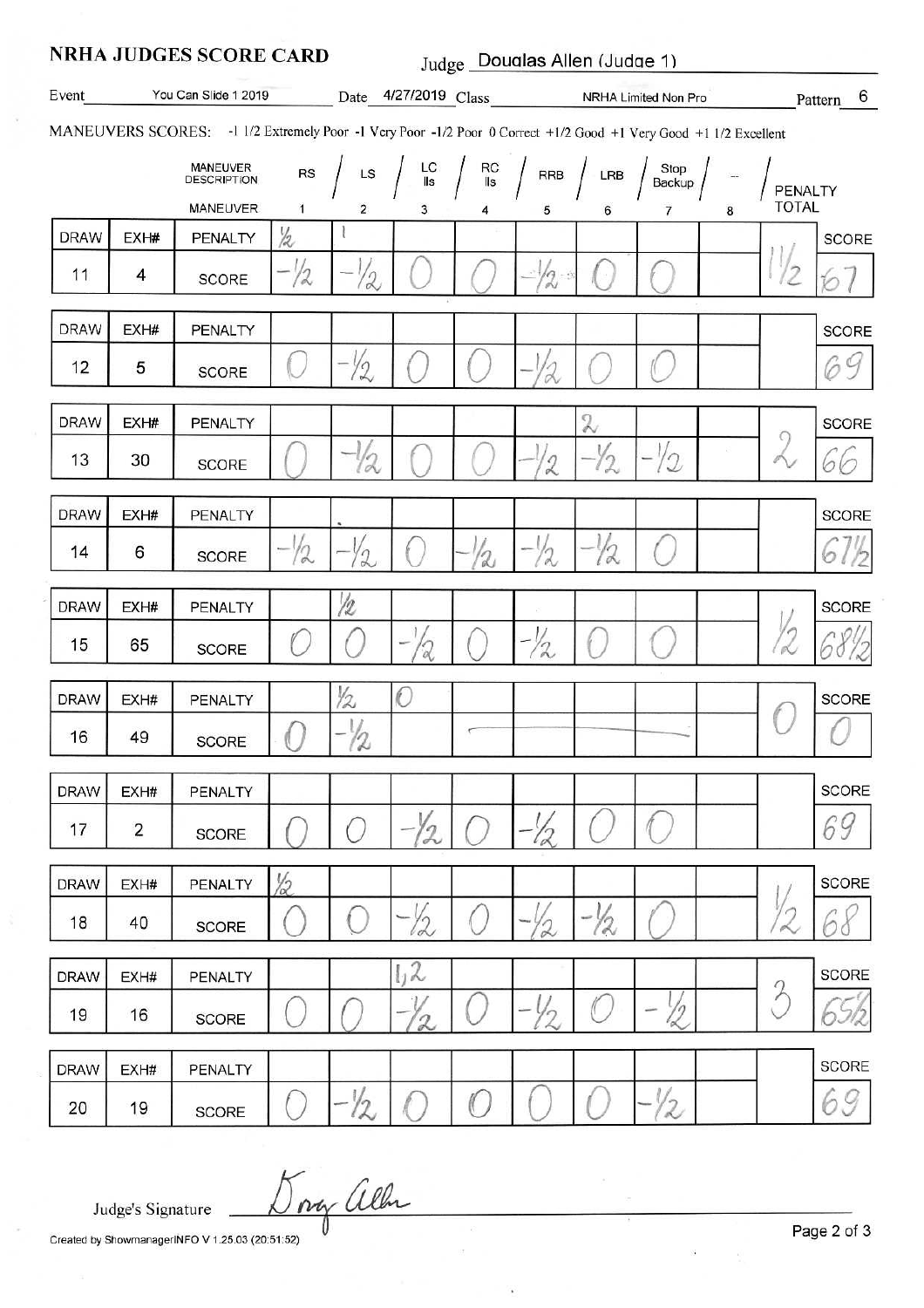# NRHA JUDGES SCORE CARD

Judge: Douglas Allen (Judge 1)

Event: You Can Slide 1 2019 | Date: 4/27/2019 | Class: NRHA Limited Non Pro | Pattern: 6

MANEUVERS SCORES: -1 1/2 Extremely Poor -1 Very Poor -1/2 Poor 0 Correct +1/2 Good +1 Very Good +1 1/2 Excellent

| DRAW | EXH# | MANEUVER DESCRIPTION / MANEUVER | RS (1) | LS (2) | LC lls (3) | RC lls (4) | RRB (5) | LRB (6) | Stop Backup (7) | -- (8) | PENALTY TOTAL | SCORE |
|---|---|---|---|---|---|---|---|---|---|---|---|---|
| 11 | 4 | PENALTY | 1/2 | 1 | | | | | | | 1 1/2 | |
| | | SCORE | -1/2 | -1/2 | 0 | 0 | -1/2 | 0 | 0 | | | 67 |
| 12 | 5 | PENALTY | | | | | | | | | | |
| | | SCORE | 0 | -1/2 | 0 | 0 | -1/2 | 0 | 0 | | | 69 |
| 13 | 30 | PENALTY | | | | | | 2 | | | 2 | |
| | | SCORE | 0 | -1/2 | 0 | 0 | -1/2 | -1/2 | -1/2 | | | 66 |
| 14 | 6 | PENALTY | | | | | | | | | | |
| | | SCORE | -1/2 | -1/2 | 0 | -1/2 | -1/2 | -1/2 | 0 | | | 67 1/2 |
| 15 | 65 | PENALTY | | 1/2 | | | | | | | 1/2 | |
| | | SCORE | 0 | 0 | -1/2 | 0 | -1/2 | 0 | 0 | | | 68 1/2 |
| 16 | 49 | PENALTY | | 1/2 | 0 | | | | | | 0 | |
| | | SCORE | 0 | -1/2 | | | | | | | | 0 |
| 17 | 2 | PENALTY | | | | | | | | | | |
| | | SCORE | 0 | 0 | -1/2 | 0 | -1/2 | 0 | 0 | | | 69 |
| 18 | 40 | PENALTY | 1/2 | | | | | | | | 1/2 | |
| | | SCORE | 0 | 0 | -1/2 | 0 | -1/2 | -1/2 | 0 | | | 68 |
| 19 | 16 | PENALTY | | | 1,2 | | | | | | 3 | |
| | | SCORE | 0 | 0 | -1/2 | 0 | -1/2 | 0 | -1/2 | | | 65 1/2 |
| 20 | 19 | PENALTY | | | | | | | | | | |
| | | SCORE | 0 | -1/2 | 0 | 0 | 0 | 0 | -1/2 | | | 69 |

Judge's Signature: Doug Allen

Created by ShowmanagerINFO V 1.25.03 (20:51:52)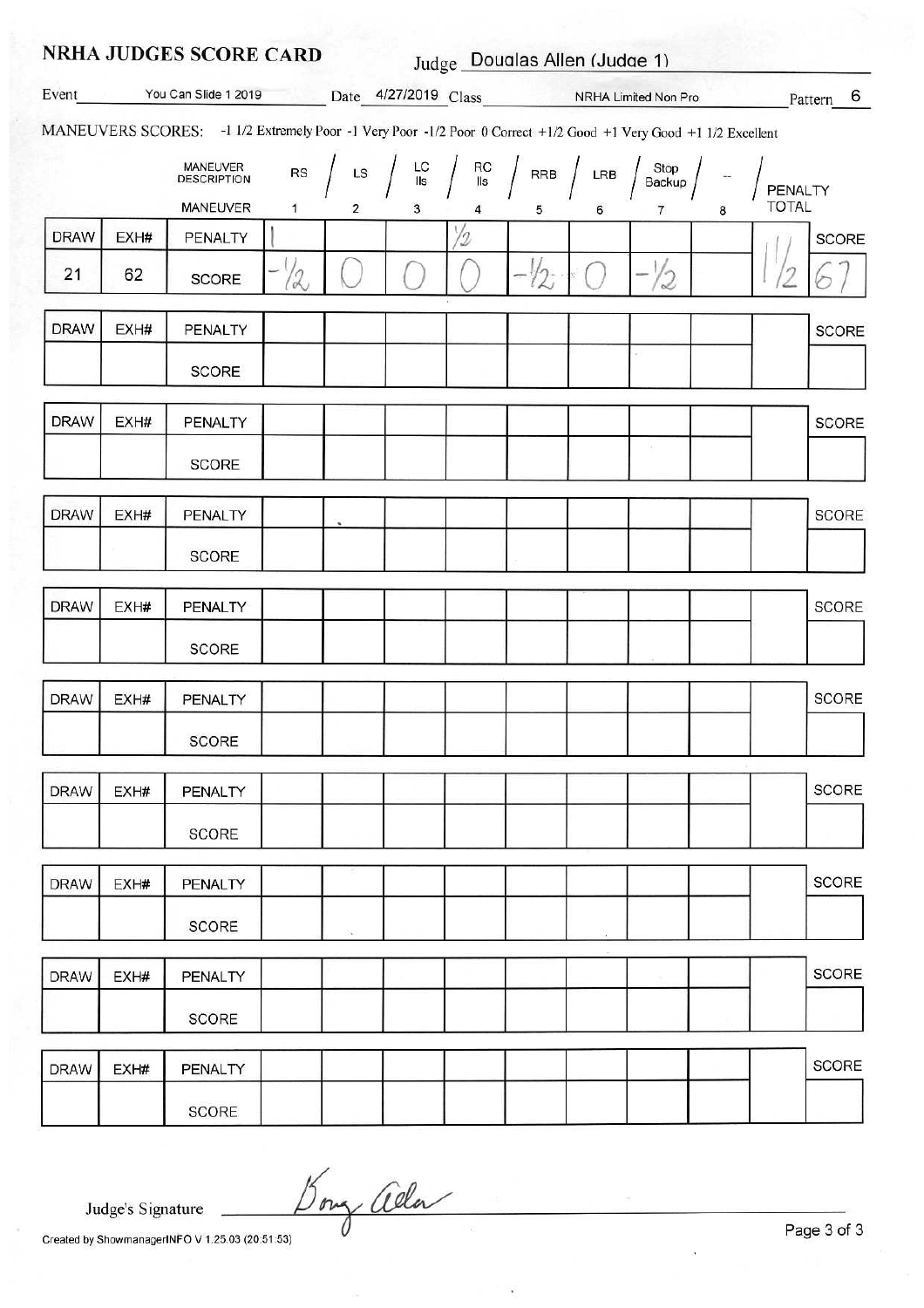# NRHA JUDGES SCORE CARD

Judge Douglas Allen (Judge 1)

Event You Can Slide 1 2019 Date 4/27/2019 Class NRHA Limited Non Pro Pattern 6

MANEUVERS SCORES: -1 1/2 Extremely Poor -1 Very Poor -1/2 Poor 0 Correct +1/2 Good +1 Very Good +1 1/2 Excellent

| | | MANEUVER DESCRIPTION | RS | LS | LC lls | RC lls | RRB | LRB | Stop Backup | -- | PENALTY TOTAL | |
|---|---|---|---|---|---|---|---|---|---|---|---|---|
| | | MANEUVER | 1 | 2 | 3 | 4 | 5 | 6 | 7 | 8 | | |
| DRAW | EXH# | PENALTY | 1 | | | 1/2 | | | | | | SCORE |
| 21 | 62 | SCORE | -1/2 | 0 | 0 | 0 | -1/2 | 0 | -1/2 | | 1 1/2 | 67 |
| DRAW | EXH# | PENALTY | | | | | | | | | | SCORE |
| | | SCORE | | | | | | | | | | |
| DRAW | EXH# | PENALTY | | | | | | | | | | SCORE |
| | | SCORE | | | | | | | | | | |
| DRAW | EXH# | PENALTY | | | | | | | | | | SCORE |
| | | SCORE | | | | | | | | | | |
| DRAW | EXH# | PENALTY | | | | | | | | | | SCORE |
| | | SCORE | | | | | | | | | | |
| DRAW | EXH# | PENALTY | | | | | | | | | | SCORE |
| | | SCORE | | | | | | | | | | |
| DRAW | EXH# | PENALTY | | | | | | | | | | SCORE |
| | | SCORE | | | | | | | | | | |
| DRAW | EXH# | PENALTY | | | | | | | | | | SCORE |
| | | SCORE | | | | | | | | | | |
| DRAW | EXH# | PENALTY | | | | | | | | | | SCORE |
| | | SCORE | | | | | | | | | | |
| DRAW | EXH# | PENALTY | | | | | | | | | | SCORE |
| | | SCORE | | | | | | | | | | |

Judge's Signature Doug Allen

Created by ShowmanagerINFO V 1.25.03 (20:51:53)